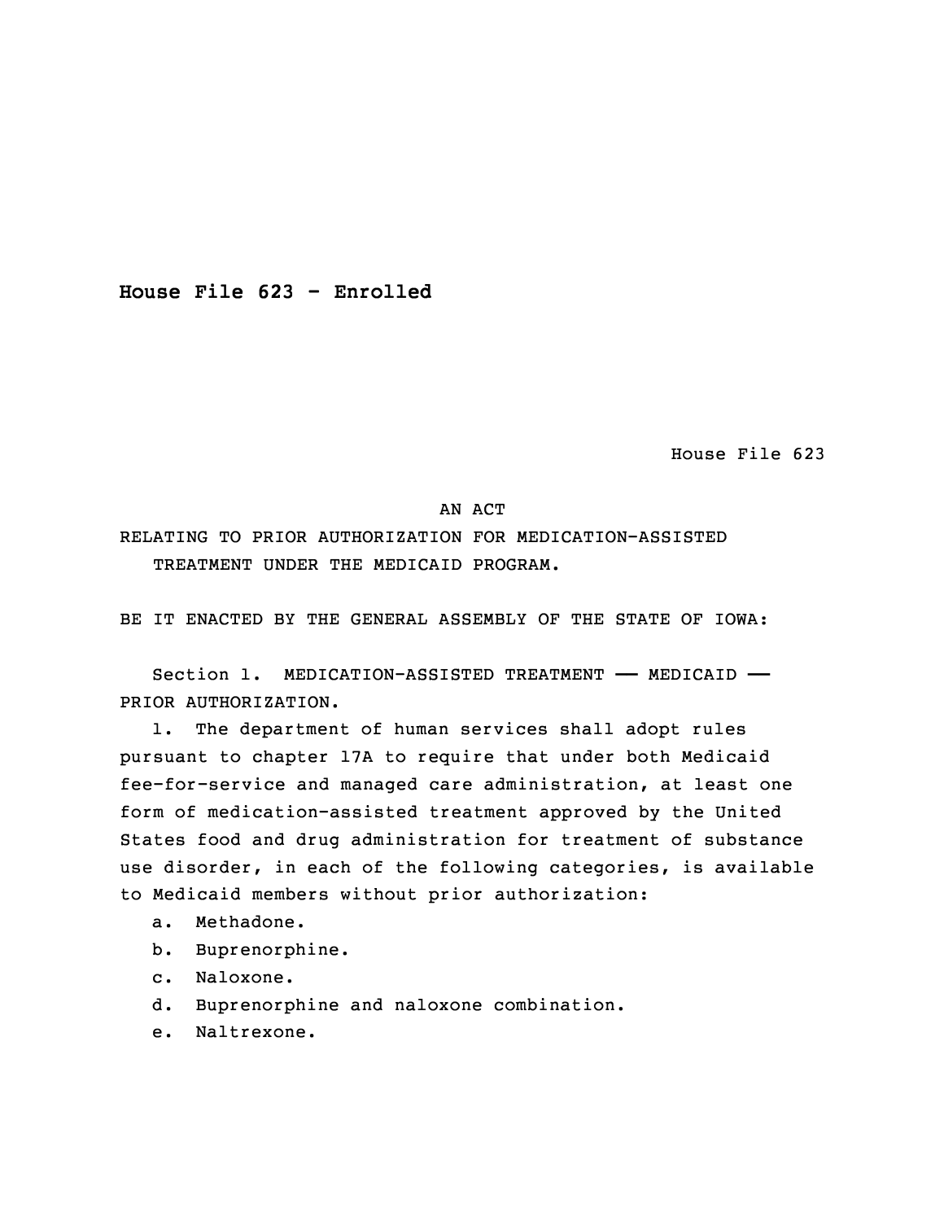# House File 623 - Enrolled

House File 623

AN ACT

RELATING TO PRIOR AUTHORIZATION FOR MEDICATION-ASSISTED TREATMENT UNDER THE MEDICAID PROGRAM.

BE IT ENACTED BY THE GENERAL ASSEMBLY OF THE STATE OF IOWA:

Section 1. MEDICATION-ASSISTED TREATMENT —— MEDICAID —— PRIOR AUTHORIZATION.

1. The department of human services shall adopt rules pursuant to chapter 17A to require that under both Medicaid fee-for-service and managed care administration, at least one form of medication-assisted treatment approved by the United States food and drug administration for treatment of substance use disorder, in each of the following categories, is available to Medicaid members without prior authorization:

   a. Methadone.

   b. Buprenorphine.

   c. Naloxone.

   d. Buprenorphine and naloxone combination.

   e. Naltrexone.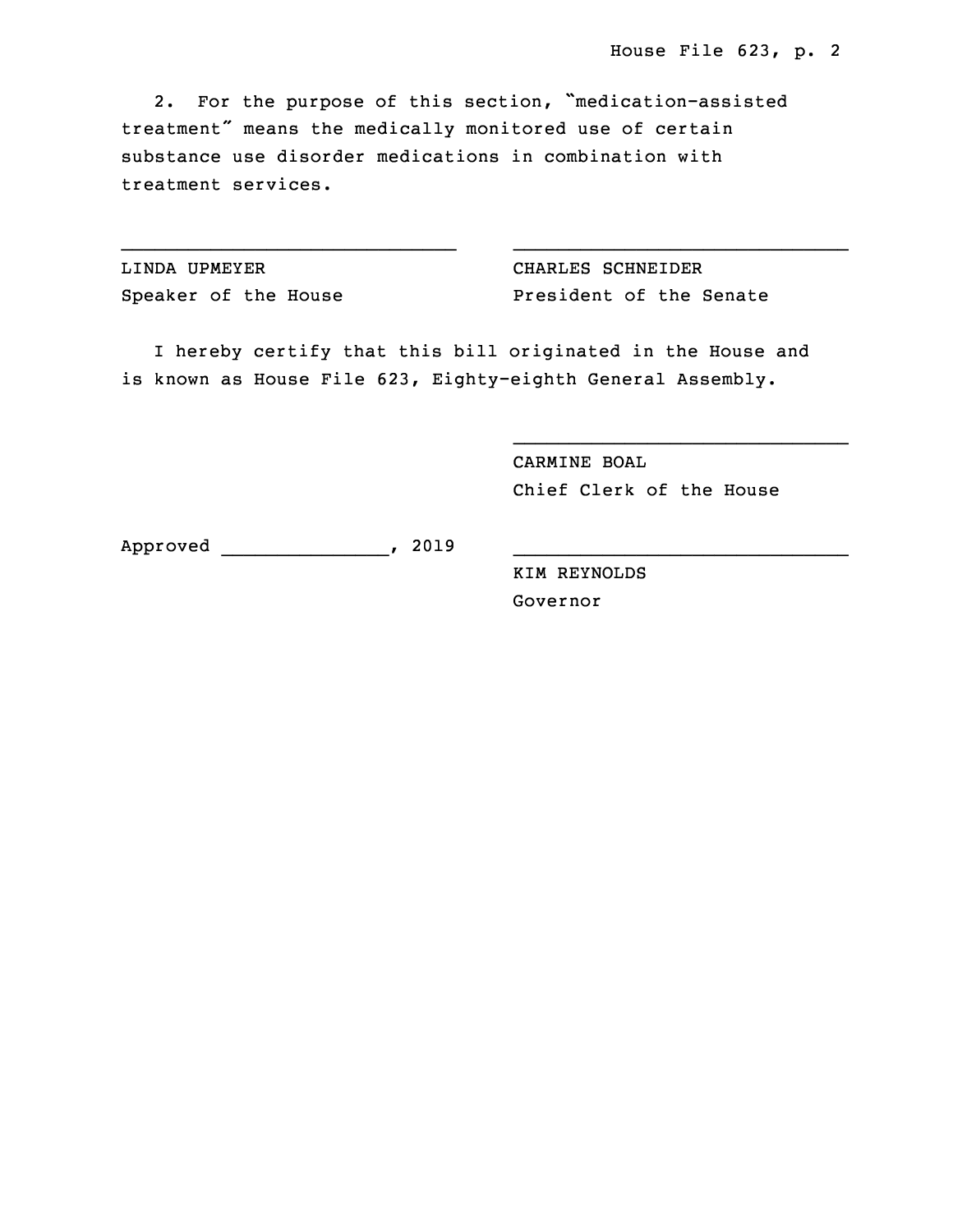2. For the purpose of this section, "medication-assisted treatment" means the medically monitored use of certain substance use disorder medications in combination with treatment services.

______________________________
LINDA UPMEYER
Speaker of the House

______________________________
CHARLES SCHNEIDER
President of the Senate

I hereby certify that this bill originated in the House and is known as House File 623, Eighty-eighth General Assembly.

______________________________
CARMINE BOAL
Chief Clerk of the House

Approved ______________, 2019

______________________________
KIM REYNOLDS
Governor